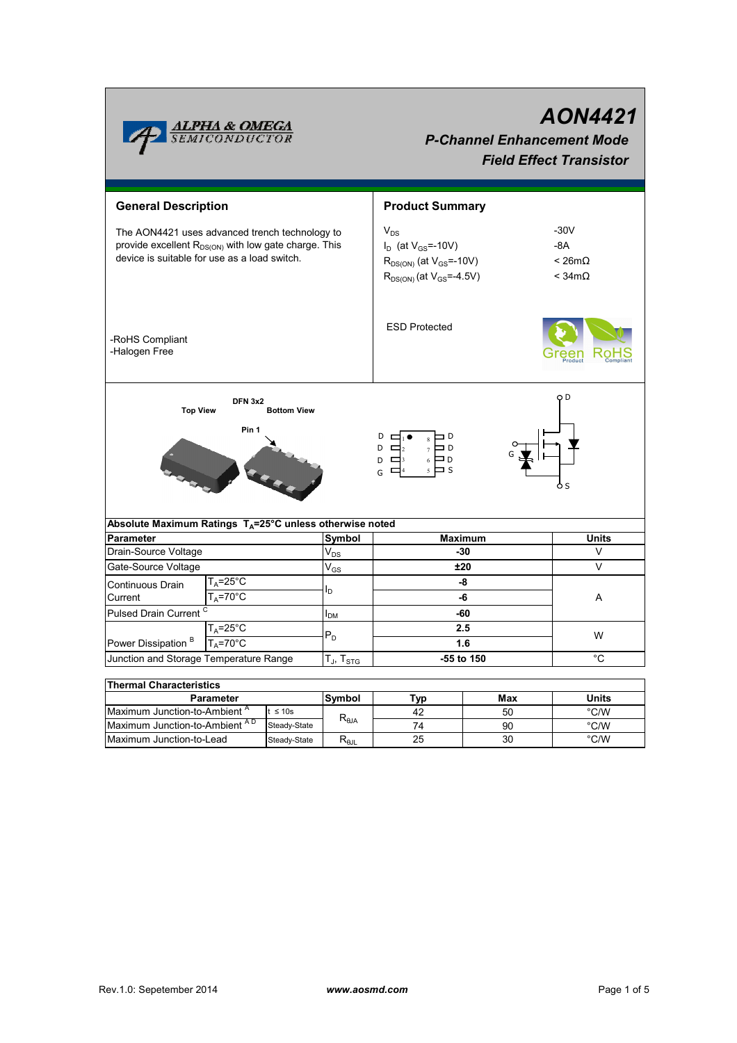# AON4421

## P-Channel Enhancement Mode Field Effect Transistor

### General Description

The AON4421 uses advanced trench technology to provide excellent $R_{DS(ON)}$ with low gate charge. This device is suitable for use as a load switch.

-RoHS Compliant
-Halogen Free

### Product Summary

| | |
|---|---|
| $V_{DS}$ | -30V |
| $I_D$ (at $V_{GS}$=-10V) | -8A |
| $R_{DS(ON)}$ (at $V_{GS}$=-10V) | < 26mΩ |
| $R_{DS(ON)}$ (at $V_{GS}$=-4.5V) | < 34mΩ |

ESD Protected

DFN 3x2

Top View | Bottom View

Pin 1

D 1 8 D
D 2 7 D
D 3 6 D
G 4 5 S

### Absolute Maximum Ratings $T_A$=25°C unless otherwise noted

| Parameter | | Symbol | Maximum | Units |
|---|---|---|---|---|
| Drain-Source Voltage | | $V_{DS}$ | -30 | V |
| Gate-Source Voltage | | $V_{GS}$ | ±20 | V |
| Continuous Drain Current | $T_A$=25°C | $I_D$ | -8 | A |
| | $T_A$=70°C | | -6 | |
| Pulsed Drain Current [C] | | $I_{DM}$ | -60 | |
| Power Dissipation [B] | $T_A$=25°C | $P_D$ | 2.5 | W |
| | $T_A$=70°C | | 1.6 | |
| Junction and Storage Temperature Range | | $T_J$, $T_{STG}$ | -55 to 150 | °C |

### Thermal Characteristics

| Parameter | | Symbol | Typ | Max | Units |
|---|---|---|---|---|---|
| Maximum Junction-to-Ambient [A] | t ≤ 10s | $R_{\theta JA}$ | 42 | 50 | °C/W |
| Maximum Junction-to-Ambient [A D] | Steady-State | | 74 | 90 | °C/W |
| Maximum Junction-to-Lead | Steady-State | $R_{\theta JL}$ | 25 | 30 | °C/W |

Rev.1.0: Sepetember 2014 www.aosmd.com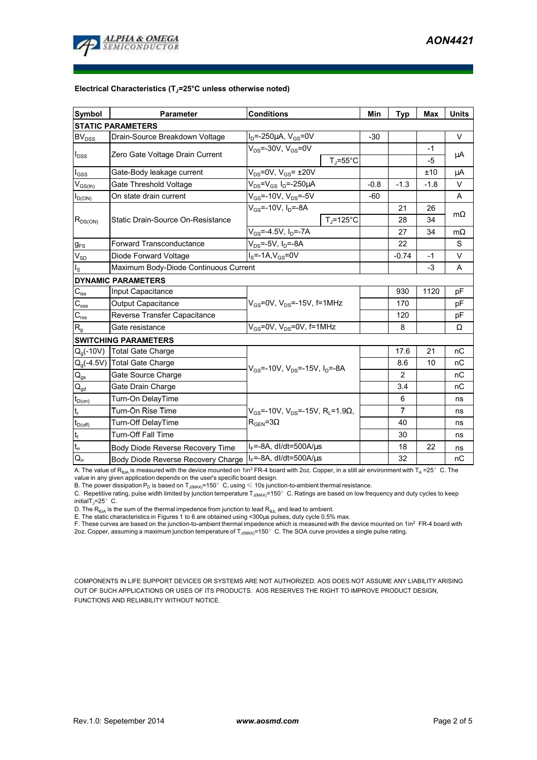**Electrical Characteristics ($T_J$=25°C unless otherwise noted)**

| Symbol | Parameter | Conditions | | Min | Typ | Max | Units |
|---|---|---|---|---|---|---|---|
| **STATIC PARAMETERS** | | | | | | | |
| $BV_{DSS}$ | Drain-Source Breakdown Voltage | $I_D$=-250µA, $V_{GS}$=0V | | -30 | | | V |
| $I_{DSS}$ | Zero Gate Voltage Drain Current | $V_{DS}$=-30V, $V_{GS}$=0V | | | | -1 | µA |
| | | | $T_J$=55°C | | | -5 | |
| $I_{GSS}$ | Gate-Body leakage current | $V_{DS}$=0V, $V_{GS}$= ±20V | | | | ±10 | µA |
| $V_{GS(th)}$ | Gate Threshold Voltage | $V_{DS}$=$V_{GS}$ $I_D$=-250µA | | -0.8 | -1.3 | -1.8 | V |
| $I_{D(ON)}$ | On state drain current | $V_{GS}$=-10V, $V_{DS}$=-5V | | -60 | | | A |
| $R_{DS(ON)}$ | Static Drain-Source On-Resistance | $V_{GS}$=-10V, $I_D$=-8A | | | 21 | 26 | mΩ |
| | | | $T_J$=125°C | | 28 | 34 | |
| | | $V_{GS}$=-4.5V, $I_D$=-7A | | | 27 | 34 | mΩ |
| $g_{FS}$ | Forward Transconductance | $V_{DS}$=-5V, $I_D$=-8A | | | 22 | | S |
| $V_{SD}$ | Diode Forward Voltage | $I_S$=-1A,$V_{GS}$=0V | | | -0.74 | -1 | V |
| $I_S$ | Maximum Body-Diode Continuous Current | | | | | -3 | A |
| **DYNAMIC PARAMETERS** | | | | | | | |
| $C_{iss}$ | Input Capacitance | $V_{GS}$=0V, $V_{DS}$=-15V, f=1MHz | | | 930 | 1120 | pF |
| $C_{oss}$ | Output Capacitance | | | | 170 | | pF |
| $C_{rss}$ | Reverse Transfer Capacitance | | | | 120 | | pF |
| $R_g$ | Gate resistance | $V_{GS}$=0V, $V_{DS}$=0V, f=1MHz | | | 8 | | Ω |
| **SWITCHING PARAMETERS** | | | | | | | |
| $Q_g$(-10V) | Total Gate Charge | $V_{GS}$=-10V, $V_{DS}$=-15V, $I_D$=-8A | | | 17.6 | 21 | nC |
| $Q_g$(-4.5V) | Total Gate Charge | | | | 8.6 | 10 | nC |
| $Q_{gs}$ | Gate Source Charge | | | | 2 | | nC |
| $Q_{gd}$ | Gate Drain Charge | | | | 3.4 | | nC |
| $t_{D(on)}$ | Turn-On DelayTime | $V_{GS}$=-10V, $V_{DS}$=-15V, $R_L$=1.9Ω, $R_{GEN}$=3Ω | | | 6 | | ns |
| $t_r$ | Turn-On Rise Time | | | | 7 | | ns |
| $t_{D(off)}$ | Turn-Off DelayTime | | | | 40 | | ns |
| $t_f$ | Turn-Off Fall Time | | | | 30 | | ns |
| $t_{rr}$ | Body Diode Reverse Recovery Time | $I_F$=-8A, dI/dt=500A/µs | | | 18 | 22 | ns |
| $Q_{rr}$ | Body Diode Reverse Recovery Charge | $I_F$=-8A, dI/dt=500A/µs | | | 32 | | nC |

A. The value of $R_{\theta JA}$ is measured with the device mounted on 1in² FR-4 board with 2oz. Copper, in a still air environment with $T_A$ =25° C. The value in any given application depends on the user's specific board design.
B. The power dissipation $P_D$ is based on $T_{J(MAX)}$=150° C, using ≤ 10s junction-to-ambient thermal resistance.
C. Repetitive rating, pulse width limited by junction temperature $T_{J(MAX)}$=150° C. Ratings are based on low frequency and duty cycles to keep initial $T_J$=25° C.
D. The $R_{\theta JA}$ is the sum of the thermal impedence from junction to lead $R_{\theta JL}$ and lead to ambient.
E. The static characteristics in Figures 1 to 6 are obtained using <300µs pulses, duty cycle 0.5% max.
F. These curves are based on the junction-to-ambient thermal impedence which is measured with the device mounted on 1in² FR-4 board with 2oz. Copper, assuming a maximum junction temperature of $T_{J(MAX)}$=150° C. The SOA curve provides a single pulse rating.

COMPONENTS IN LIFE SUPPORT DEVICES OR SYSTEMS ARE NOT AUTHORIZED. AOS DOES NOT ASSUME ANY LIABILITY ARISING OUT OF SUCH APPLICATIONS OR USES OF ITS PRODUCTS. AOS RESERVES THE RIGHT TO IMPROVE PRODUCT DESIGN, FUNCTIONS AND RELIABILITY WITHOUT NOTICE.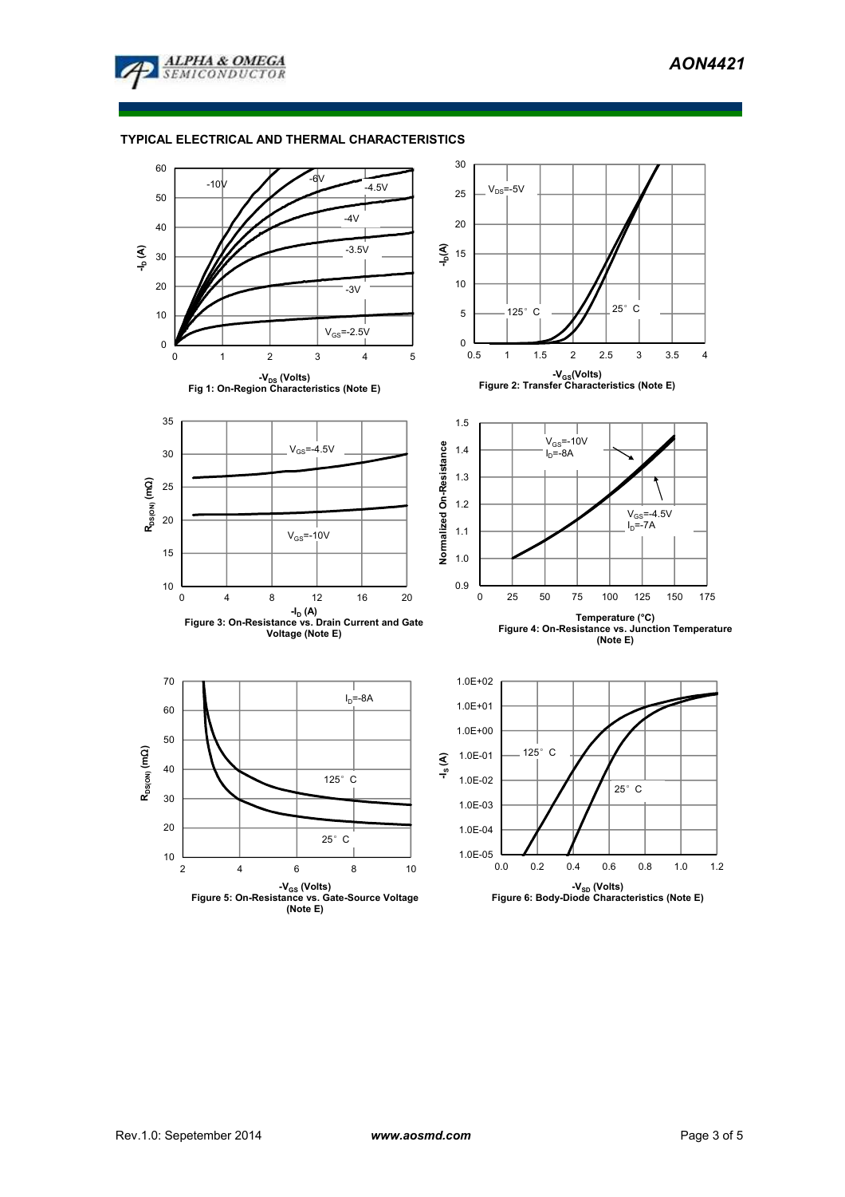## TYPICAL ELECTRICAL AND THERMAL CHARACTERISTICS

Fig 1: On-Region Characteristics (Note E)

Figure 2: Transfer Characteristics (Note E)

Figure 3: On-Resistance vs. Drain Current and Gate Voltage (Note E)

Figure 4: On-Resistance vs. Junction Temperature (Note E)

Figure 5: On-Resistance vs. Gate-Source Voltage (Note E)

Figure 6: Body-Diode Characteristics (Note E)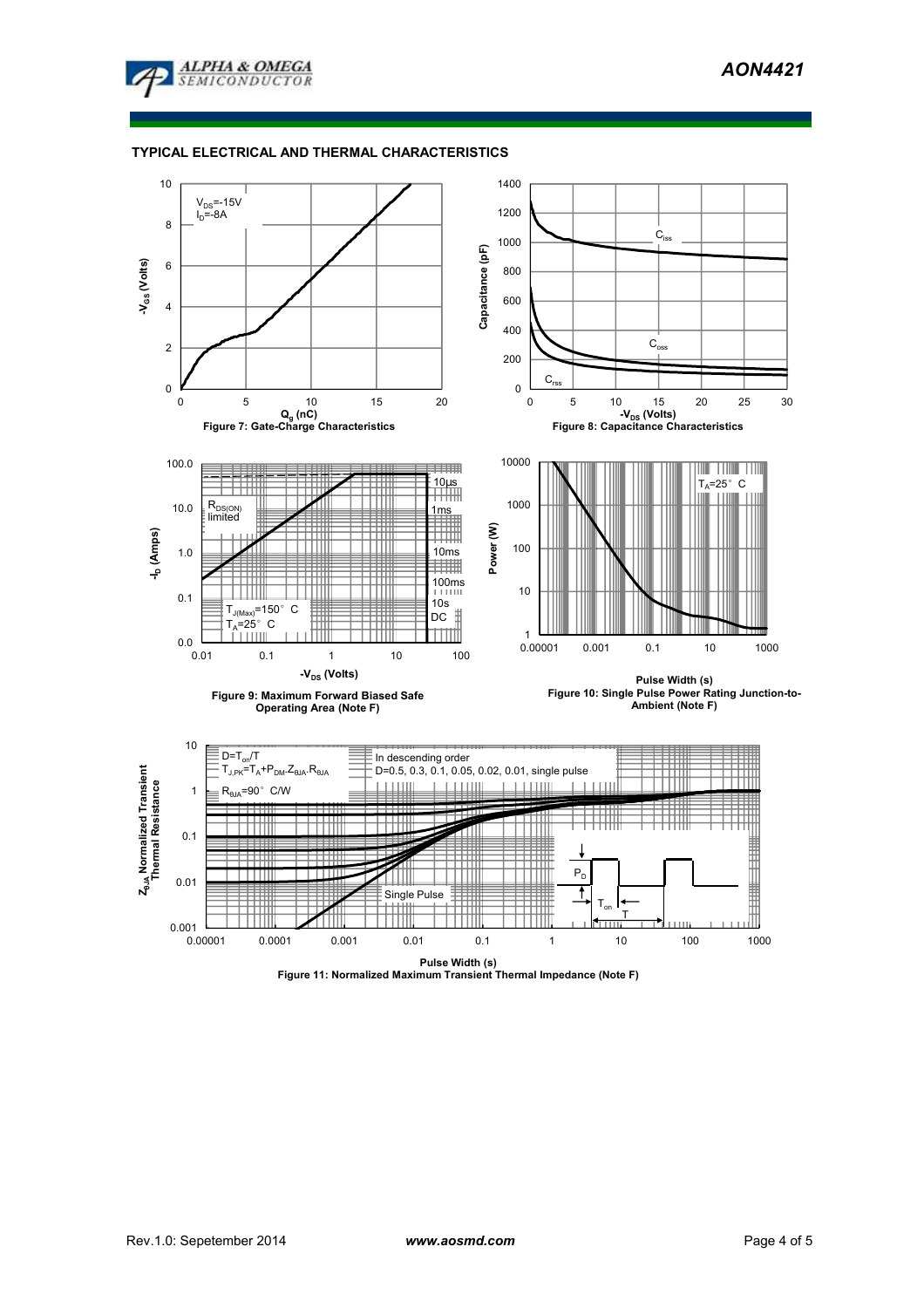## TYPICAL ELECTRICAL AND THERMAL CHARACTERISTICS

Figure 7: Gate-Charge Characteristics

Figure 8: Capacitance Characteristics

Figure 9: Maximum Forward Biased Safe Operating Area (Note F)

Figure 10: Single Pulse Power Rating Junction-to-Ambient (Note F)

Figure 11: Normalized Maximum Transient Thermal Impedance (Note F)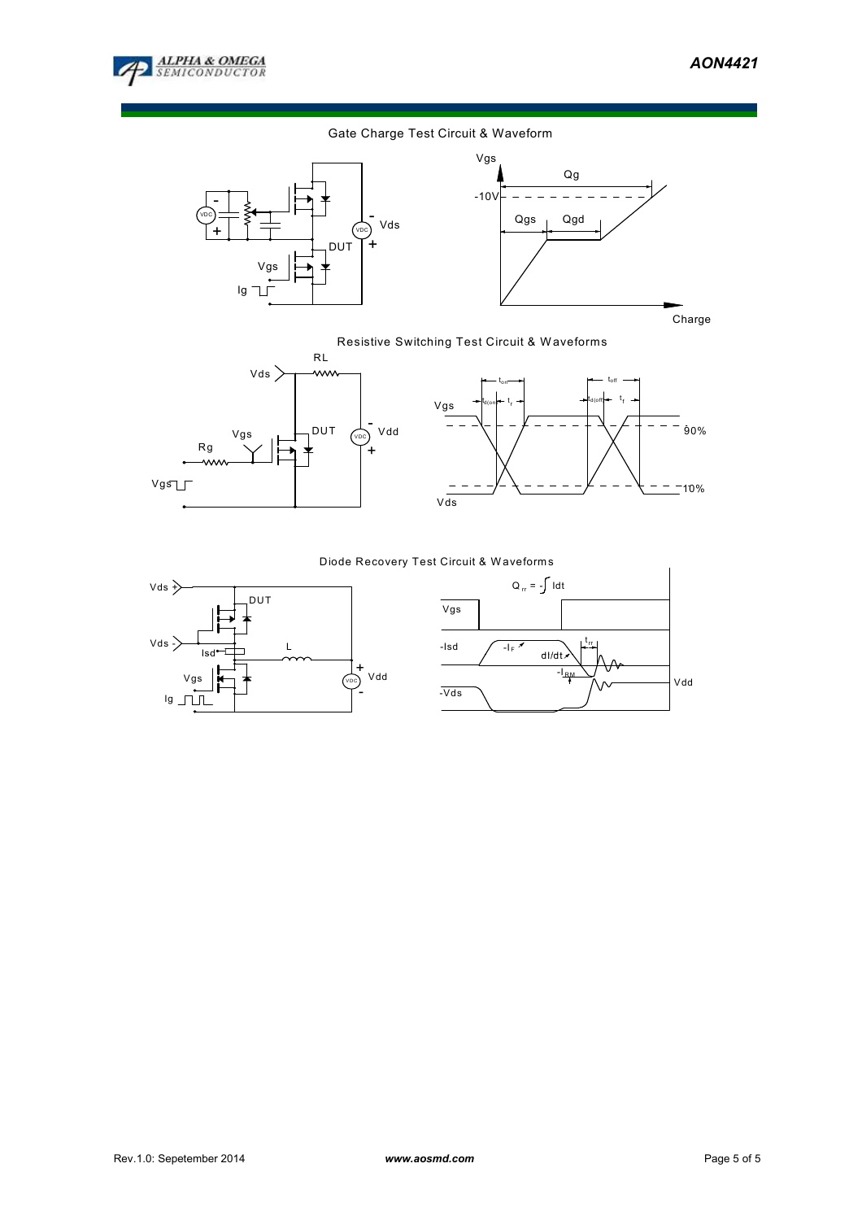### Gate Charge Test Circuit & Waveform

VDC
\-
\+
Vgs
Ig
DUT
VDC
\-
\+
Vds

Vgs
Qg
-10V
Qgs
Qgd
Charge

### Resistive Switching Test Circuit & Waveforms

RL
Vds
Vgs
Rg
Vgs
DUT
VDC
\-
\+
Vdd

Vgs
Vds
$t_{on}$
$t_{d(on)}$
$t_r$
$t_{off}$
$t_{d(off)}$
$t_f$
90%
10%

### Diode Recovery Test Circuit & Waveforms

Vds +
DUT
Vds -
Isd
L
Vgs
Ig
VDC
\+
\-
Vdd

$Q_{rr} = -\int Idt$
Vgs
-Isd
$-I_F$
dI/dt
$t_{rr}$
$-I_{RM}$
-Vds
Vdd